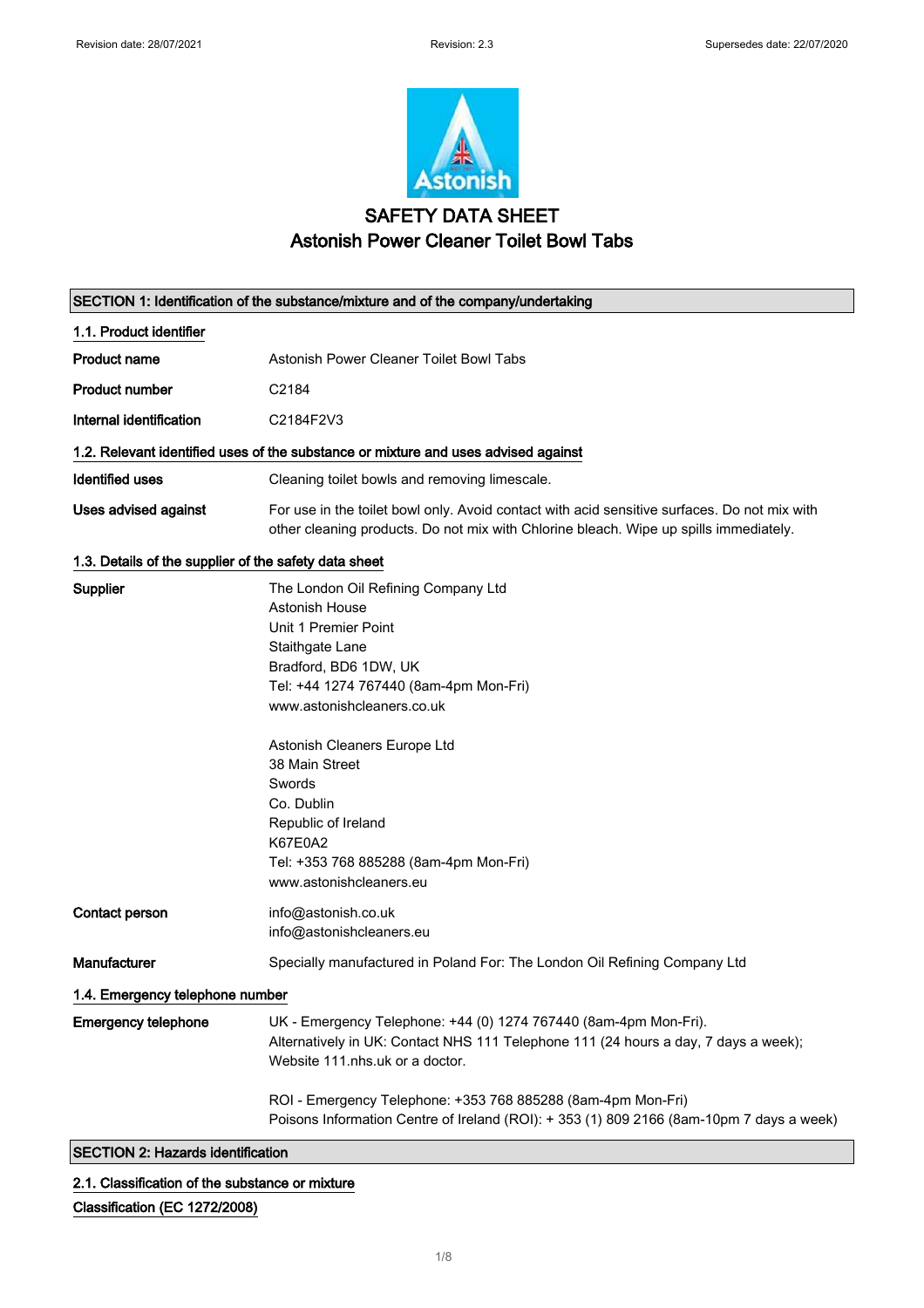# SAFETY DATA SHEET

## Astonish Power Cleaner Toilet Bowl Tabs

## SECTION 1: Identification of the substance/mixture and of the company/undertaking

### 1.1. Product identifier

| | |
|---|---|
| **Product name** | Astonish Power Cleaner Toilet Bowl Tabs |
| **Product number** | C2184 |
| **Internal identification** | C2184F2V3 |

### 1.2. Relevant identified uses of the substance or mixture and uses advised against

| | |
|---|---|
| **Identified uses** | Cleaning toilet bowls and removing limescale. |
| **Uses advised against** | For use in the toilet bowl only. Avoid contact with acid sensitive surfaces. Do not mix with other cleaning products. Do not mix with Chlorine bleach. Wipe up spills immediately. |

### 1.3. Details of the supplier of the safety data sheet

**Supplier**

The London Oil Refining Company Ltd
Astonish House
Unit 1 Premier Point
Staithgate Lane
Bradford, BD6 1DW, UK
Tel: +44 1274 767440 (8am-4pm Mon-Fri)
www.astonishcleaners.co.uk

Astonish Cleaners Europe Ltd
38 Main Street
Swords
Co. Dublin
Republic of Ireland
K67E0A2
Tel: +353 768 885288 (8am-4pm Mon-Fri)
www.astonishcleaners.eu

**Contact person**

info@astonish.co.uk
info@astonishcleaners.eu

**Manufacturer**

Specially manufactured in Poland For: The London Oil Refining Company Ltd

### 1.4. Emergency telephone number

**Emergency telephone**

UK - Emergency Telephone: +44 (0) 1274 767440 (8am-4pm Mon-Fri).
Alternatively in UK: Contact NHS 111 Telephone 111 (24 hours a day, 7 days a week); Website 111.nhs.uk or a doctor.

ROI - Emergency Telephone: +353 768 885288 (8am-4pm Mon-Fri)
Poisons Information Centre of Ireland (ROI): + 353 (1) 809 2166 (8am-10pm 7 days a week)

## SECTION 2: Hazards identification

### 2.1. Classification of the substance or mixture

**Classification (EC 1272/2008)**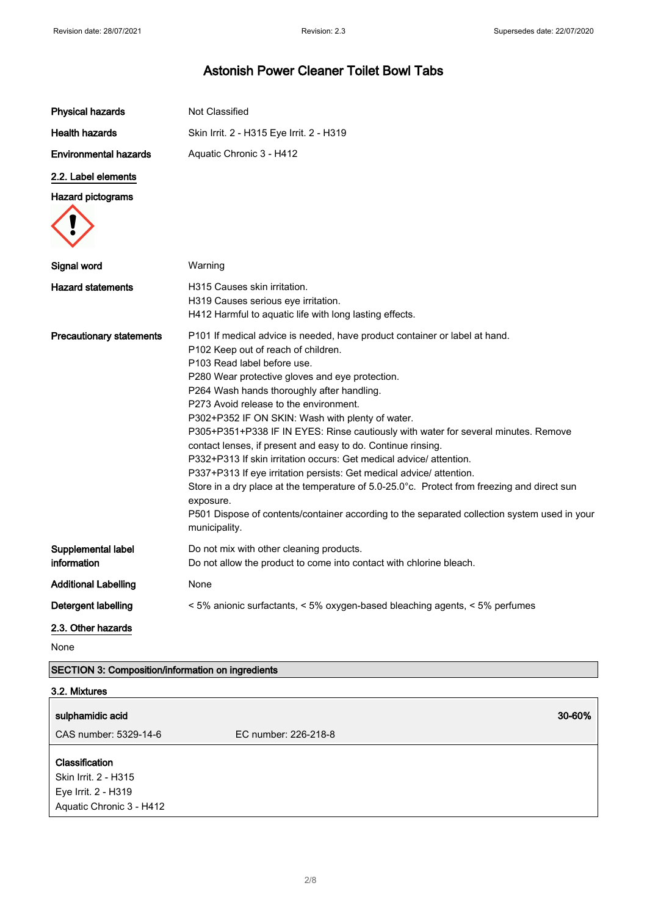| | |
|---|---|
| **Physical hazards** | Not Classified |
| **Health hazards** | Skin Irrit. 2 - H315 Eye Irrit. 2 - H319 |
| **Environmental hazards** | Aquatic Chronic 3 - H412 |

## 2.2. Label elements

**Hazard pictograms**

| | |
|---|---|
| **Signal word** | Warning |
| **Hazard statements** | H315 Causes skin irritation.<br>H319 Causes serious eye irritation.<br>H412 Harmful to aquatic life with long lasting effects. |
| **Precautionary statements** | P101 If medical advice is needed, have product container or label at hand.<br>P102 Keep out of reach of children.<br>P103 Read label before use.<br>P280 Wear protective gloves and eye protection.<br>P264 Wash hands thoroughly after handling.<br>P273 Avoid release to the environment.<br>P302+P352 IF ON SKIN: Wash with plenty of water.<br>P305+P351+P338 IF IN EYES: Rinse cautiously with water for several minutes. Remove contact lenses, if present and easy to do. Continue rinsing.<br>P332+P313 If skin irritation occurs: Get medical advice/ attention.<br>P337+P313 If eye irritation persists: Get medical advice/ attention.<br>Store in a dry place at the temperature of 5.0-25.0°c. Protect from freezing and direct sun exposure.<br>P501 Dispose of contents/container according to the separated collection system used in your municipality. |
| **Supplemental label information** | Do not mix with other cleaning products.<br>Do not allow the product to come into contact with chlorine bleach. |
| **Additional Labelling** | None |
| **Detergent labelling** | < 5% anionic surfactants, < 5% oxygen-based bleaching agents, < 5% perfumes |

## 2.3. Other hazards

None

## SECTION 3: Composition/information on ingredients

### 3.2. Mixtures

| **sulphamidic acid** | | **30-60%** |
|---|---|---|
| CAS number: 5329-14-6 | EC number: 226-218-8 | |

**Classification**
Skin Irrit. 2 - H315
Eye Irrit. 2 - H319
Aquatic Chronic 3 - H412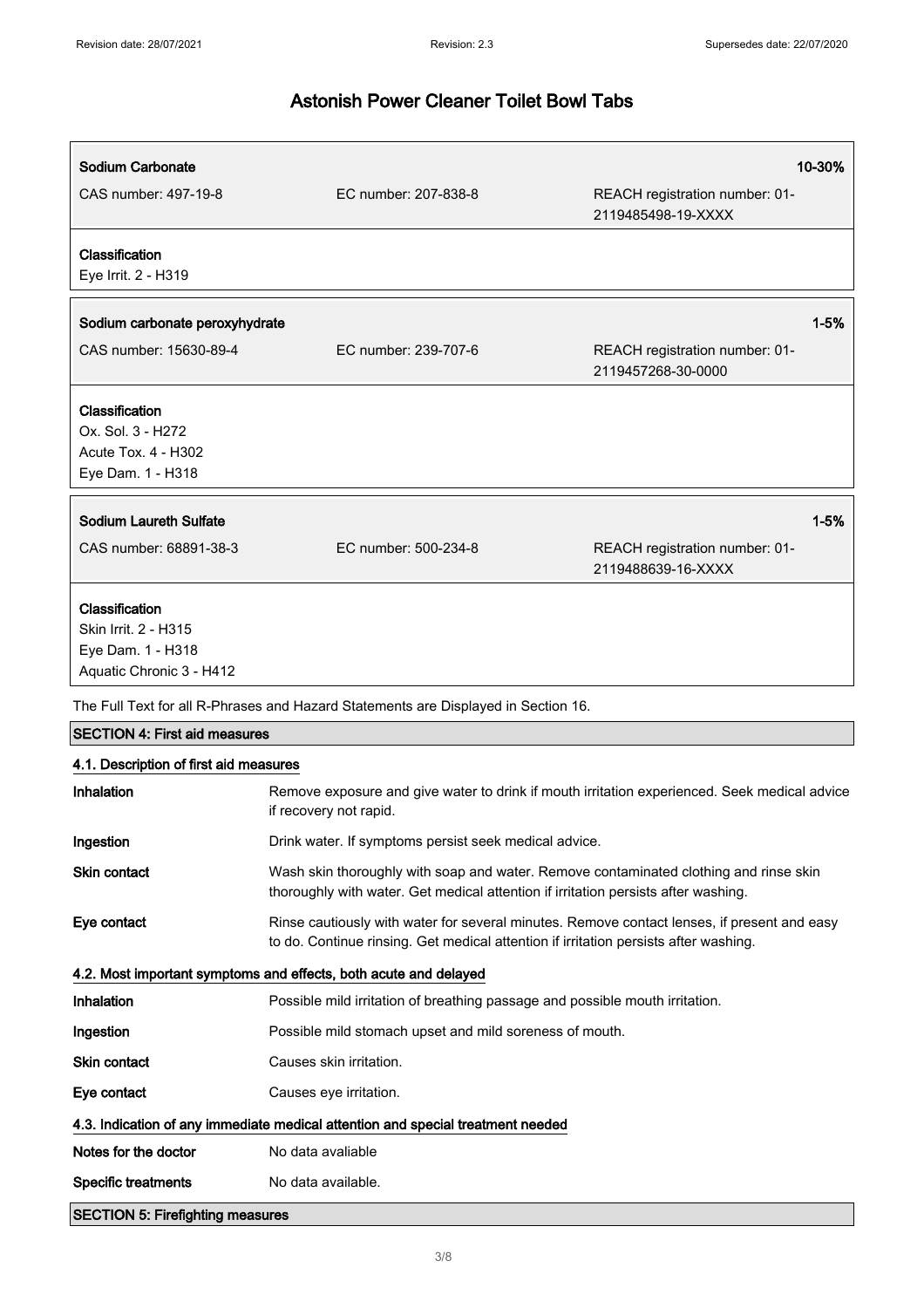| **Sodium Carbonate** | | **10-30%** |
|---|---|---|
| CAS number: 497-19-8 | EC number: 207-838-8 | REACH registration number: 01-2119485498-19-XXXX |

**Classification**
Eye Irrit. 2 - H319

| **Sodium carbonate peroxyhydrate** | | **1-5%** |
|---|---|---|
| CAS number: 15630-89-4 | EC number: 239-707-6 | REACH registration number: 01-2119457268-30-0000 |

**Classification**
Ox. Sol. 3 - H272
Acute Tox. 4 - H302
Eye Dam. 1 - H318

| **Sodium Laureth Sulfate** | | **1-5%** |
|---|---|---|
| CAS number: 68891-38-3 | EC number: 500-234-8 | REACH registration number: 01-2119488639-16-XXXX |

**Classification**
Skin Irrit. 2 - H315
Eye Dam. 1 - H318
Aquatic Chronic 3 - H412

The Full Text for all R-Phrases and Hazard Statements are Displayed in Section 16.

## SECTION 4: First aid measures

### 4.1. Description of first aid measures

**Inhalation** Remove exposure and give water to drink if mouth irritation experienced. Seek medical advice if recovery not rapid.

**Ingestion** Drink water. If symptoms persist seek medical advice.

**Skin contact** Wash skin thoroughly with soap and water. Remove contaminated clothing and rinse skin thoroughly with water. Get medical attention if irritation persists after washing.

**Eye contact** Rinse cautiously with water for several minutes. Remove contact lenses, if present and easy to do. Continue rinsing. Get medical attention if irritation persists after washing.

### 4.2. Most important symptoms and effects, both acute and delayed

**Inhalation** Possible mild irritation of breathing passage and possible mouth irritation.

**Ingestion** Possible mild stomach upset and mild soreness of mouth.

**Skin contact** Causes skin irritation.

**Eye contact** Causes eye irritation.

### 4.3. Indication of any immediate medical attention and special treatment needed

**Notes for the doctor** No data avaliable

**Specific treatments** No data available.

## SECTION 5: Firefighting measures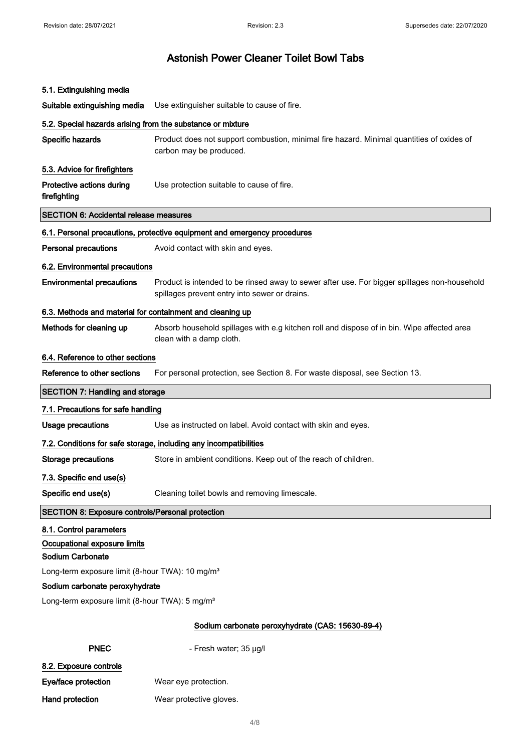### 5.1. Extinguishing media

**Suitable extinguishing media** Use extinguisher suitable to cause of fire.

### 5.2. Special hazards arising from the substance or mixture

**Specific hazards** Product does not support combustion, minimal fire hazard. Minimal quantities of oxides of carbon may be produced.

### 5.3. Advice for firefighters

**Protective actions during firefighting** Use protection suitable to cause of fire.

## SECTION 6: Accidental release measures

### 6.1. Personal precautions, protective equipment and emergency procedures

**Personal precautions** Avoid contact with skin and eyes.

### 6.2. Environmental precautions

**Environmental precautions** Product is intended to be rinsed away to sewer after use. For bigger spillages non-household spillages prevent entry into sewer or drains.

### 6.3. Methods and material for containment and cleaning up

**Methods for cleaning up** Absorb household spillages with e.g kitchen roll and dispose of in bin. Wipe affected area clean with a damp cloth.

### 6.4. Reference to other sections

**Reference to other sections** For personal protection, see Section 8. For waste disposal, see Section 13.

## SECTION 7: Handling and storage

### 7.1. Precautions for safe handling

**Usage precautions** Use as instructed on label. Avoid contact with skin and eyes.

### 7.2. Conditions for safe storage, including any incompatibilities

**Storage precautions** Store in ambient conditions. Keep out of the reach of children.

### 7.3. Specific end use(s)

**Specific end use(s)** Cleaning toilet bowls and removing limescale.

## SECTION 8: Exposure controls/Personal protection

### 8.1. Control parameters

**Occupational exposure limits**

**Sodium Carbonate**

Long-term exposure limit (8-hour TWA): 10 mg/m³

**Sodium carbonate peroxyhydrate**

Long-term exposure limit (8-hour TWA): 5 mg/m³

**Sodium carbonate peroxyhydrate (CAS: 15630-89-4)**

**PNEC** - Fresh water; 35 µg/l

### 8.2. Exposure controls

**Eye/face protection** Wear eye protection.

**Hand protection** Wear protective gloves.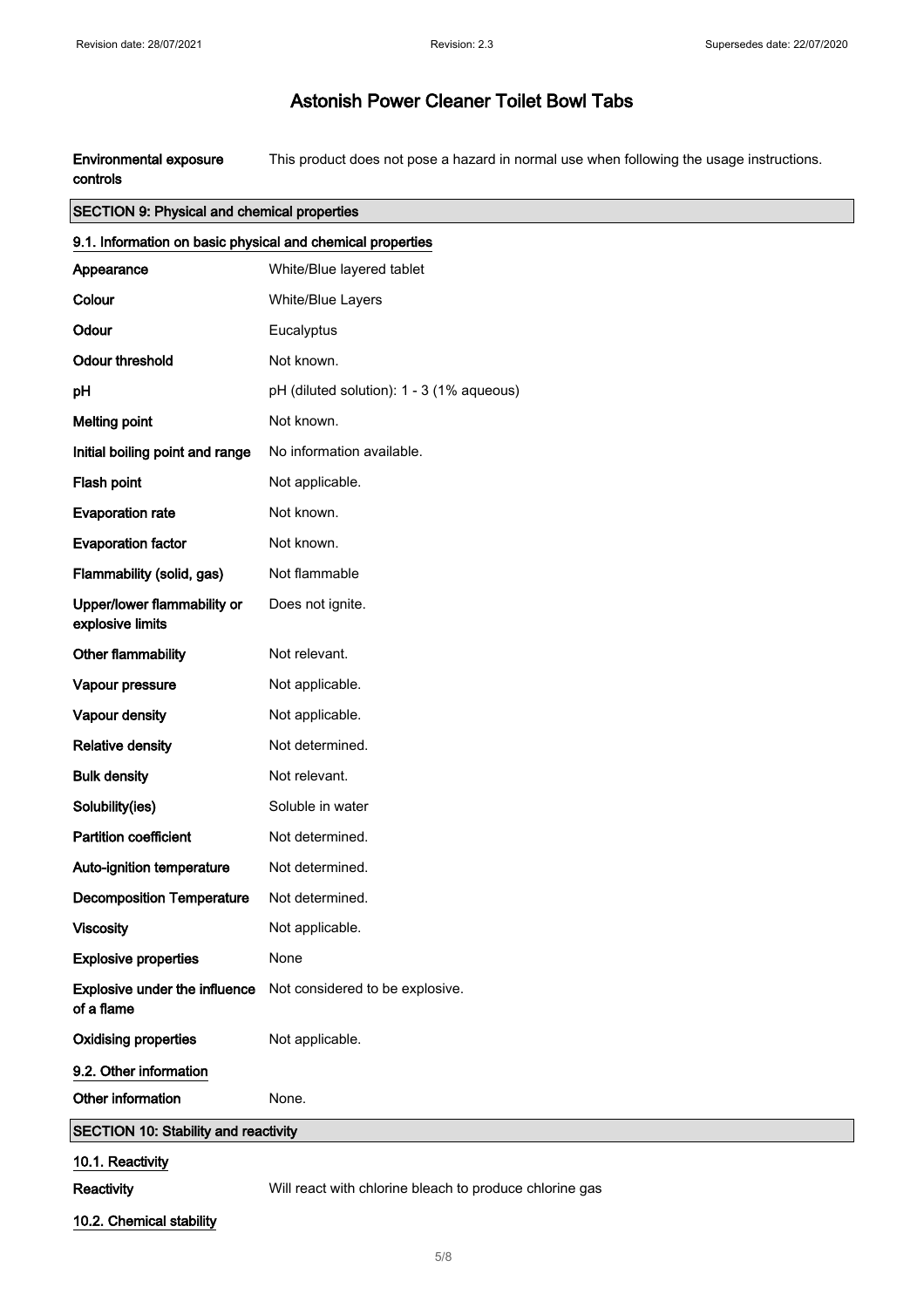# Astonish Power Cleaner Toilet Bowl Tabs

| | |
|---|---|
| **Environmental exposure controls** | This product does not pose a hazard in normal use when following the usage instructions. |

## SECTION 9: Physical and chemical properties

### 9.1. Information on basic physical and chemical properties

| | |
|---|---|
| **Appearance** | White/Blue layered tablet |
| **Colour** | White/Blue Layers |
| **Odour** | Eucalyptus |
| **Odour threshold** | Not known. |
| **pH** | pH (diluted solution): 1 - 3 (1% aqueous) |
| **Melting point** | Not known. |
| **Initial boiling point and range** | No information available. |
| **Flash point** | Not applicable. |
| **Evaporation rate** | Not known. |
| **Evaporation factor** | Not known. |
| **Flammability (solid, gas)** | Not flammable |
| **Upper/lower flammability or explosive limits** | Does not ignite. |
| **Other flammability** | Not relevant. |
| **Vapour pressure** | Not applicable. |
| **Vapour density** | Not applicable. |
| **Relative density** | Not determined. |
| **Bulk density** | Not relevant. |
| **Solubility(ies)** | Soluble in water |
| **Partition coefficient** | Not determined. |
| **Auto-ignition temperature** | Not determined. |
| **Decomposition Temperature** | Not determined. |
| **Viscosity** | Not applicable. |
| **Explosive properties** | None |
| **Explosive under the influence of a flame** | Not considered to be explosive. |
| **Oxidising properties** | Not applicable. |

### 9.2. Other information

| | |
|---|---|
| **Other information** | None. |

## SECTION 10: Stability and reactivity

### 10.1. Reactivity

| | |
|---|---|
| **Reactivity** | Will react with chlorine bleach to produce chlorine gas |

### 10.2. Chemical stability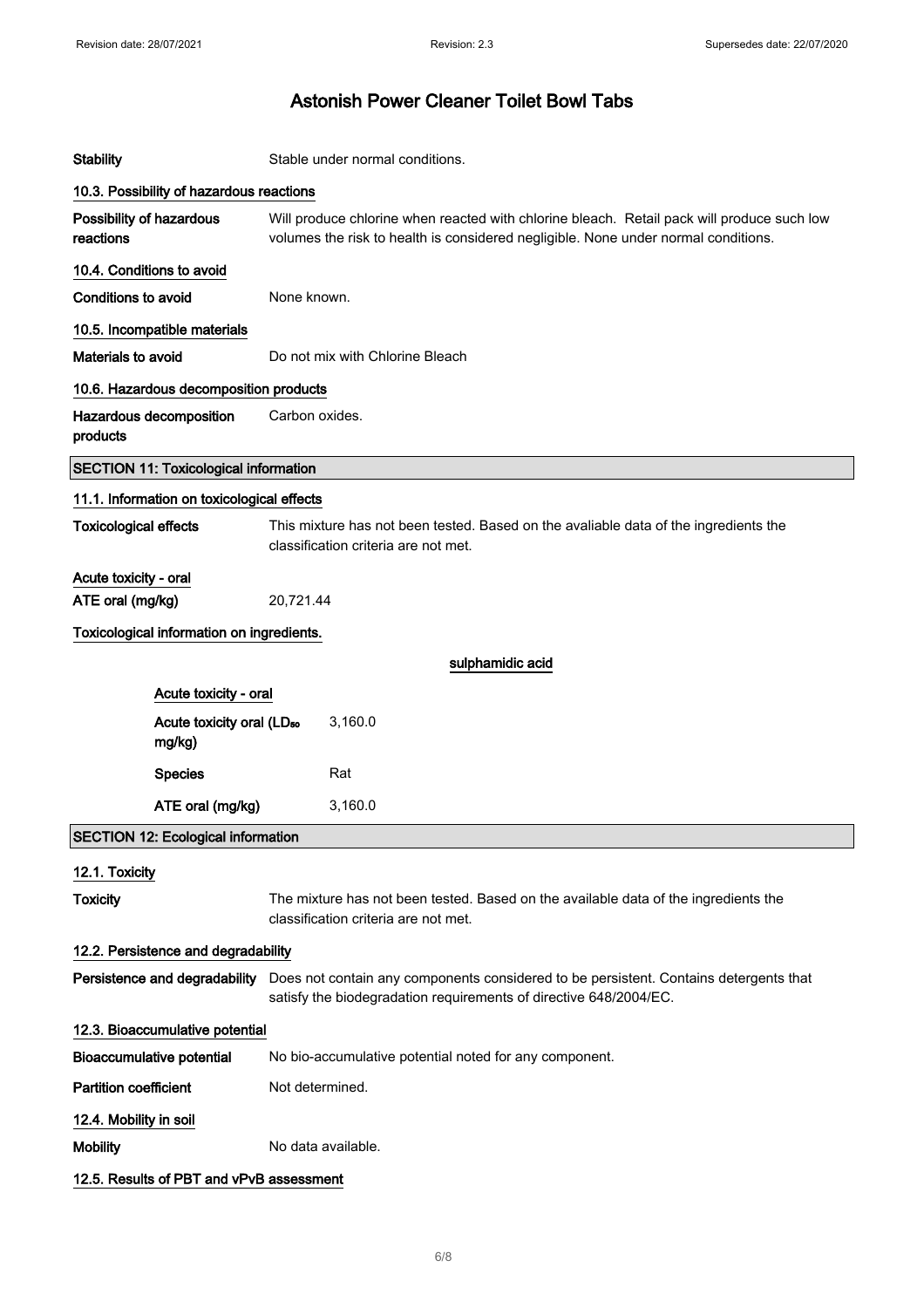# Astonish Power Cleaner Toilet Bowl Tabs

**Stability** Stable under normal conditions.

### 10.3. Possibility of hazardous reactions

**Possibility of hazardous reactions** Will produce chlorine when reacted with chlorine bleach. Retail pack will produce such low volumes the risk to health is considered negligible. None under normal conditions.

### 10.4. Conditions to avoid

**Conditions to avoid** None known.

### 10.5. Incompatible materials

**Materials to avoid** Do not mix with Chlorine Bleach

### 10.6. Hazardous decomposition products

**Hazardous decomposition products** Carbon oxides.

## SECTION 11: Toxicological information

### 11.1. Information on toxicological effects

**Toxicological effects** This mixture has not been tested. Based on the avaliable data of the ingredients the classification criteria are not met.

**Acute toxicity - oral**

**ATE oral (mg/kg)** 20,721.44

**Toxicological information on ingredients.**

**sulphamidic acid**

**Acute toxicity - oral**

| | |
|---|---|
| **Acute toxicity oral ($LD_{50}$ mg/kg)** | 3,160.0 |
| **Species** | Rat |
| **ATE oral (mg/kg)** | 3,160.0 |

## SECTION 12: Ecological information

### 12.1. Toxicity

**Toxicity** The mixture has not been tested. Based on the available data of the ingredients the classification criteria are not met.

### 12.2. Persistence and degradability

**Persistence and degradability** Does not contain any components considered to be persistent. Contains detergents that satisfy the biodegradation requirements of directive 648/2004/EC.

### 12.3. Bioaccumulative potential

**Bioaccumulative potential** No bio-accumulative potential noted for any component.

**Partition coefficient** Not determined.

### 12.4. Mobility in soil

**Mobility** No data available.

### 12.5. Results of PBT and vPvB assessment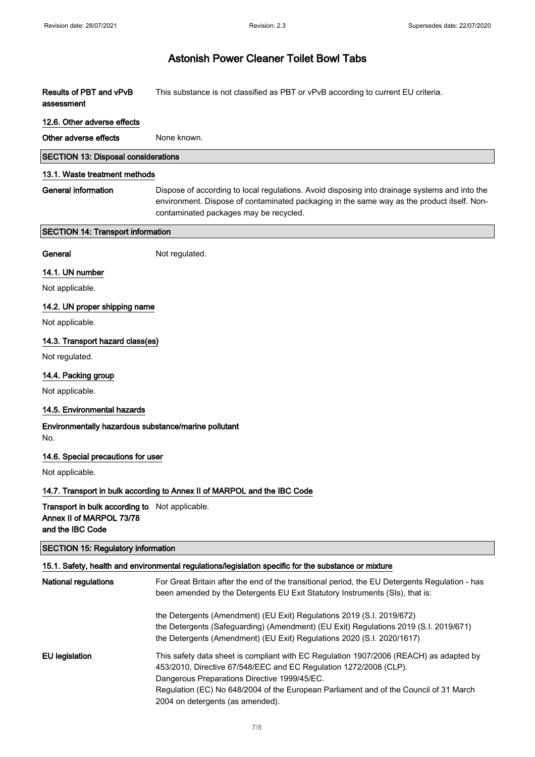**Results of PBT and vPvB assessment** This substance is not classified as PBT or vPvB according to current EU criteria.

#### 12.6. Other adverse effects

**Other adverse effects** None known.

## SECTION 13: Disposal considerations

#### 13.1. Waste treatment methods

**General information** Dispose of according to local regulations. Avoid disposing into drainage systems and into the environment. Dispose of contaminated packaging in the same way as the product itself. Non-contaminated packages may be recycled.

## SECTION 14: Transport information

**General** Not regulated.

#### 14.1. UN number

Not applicable.

#### 14.2. UN proper shipping name

Not applicable.

#### 14.3. Transport hazard class(es)

Not regulated.

#### 14.4. Packing group

Not applicable.

#### 14.5. Environmental hazards

**Environmentally hazardous substance/marine pollutant**

No.

#### 14.6. Special precautions for user

Not applicable.

#### 14.7. Transport in bulk according to Annex II of MARPOL and the IBC Code

**Transport in bulk according to Annex II of MARPOL 73/78 and the IBC Code** Not applicable.

## SECTION 15: Regulatory information

#### 15.1. Safety, health and environmental regulations/legislation specific for the substance or mixture

**National regulations** For Great Britain after the end of the transitional period, the EU Detergents Regulation - has been amended by the Detergents EU Exit Statutory Instruments (SIs), that is:

the Detergents (Amendment) (EU Exit) Regulations 2019 (S.I. 2019/672)
the Detergents (Safeguarding) (Amendment) (EU Exit) Regulations 2019 (S.I. 2019/671)
the Detergents (Amendment) (EU Exit) Regulations 2020 (S.I. 2020/1617)

**EU legislation** This safety data sheet is compliant with EC Regulation 1907/2006 (REACH) as adapted by 453/2010, Directive 67/548/EEC and EC Regulation 1272/2008 (CLP).
Dangerous Preparations Directive 1999/45/EC.
Regulation (EC) No 648/2004 of the European Parliament and of the Council of 31 March 2004 on detergents (as amended).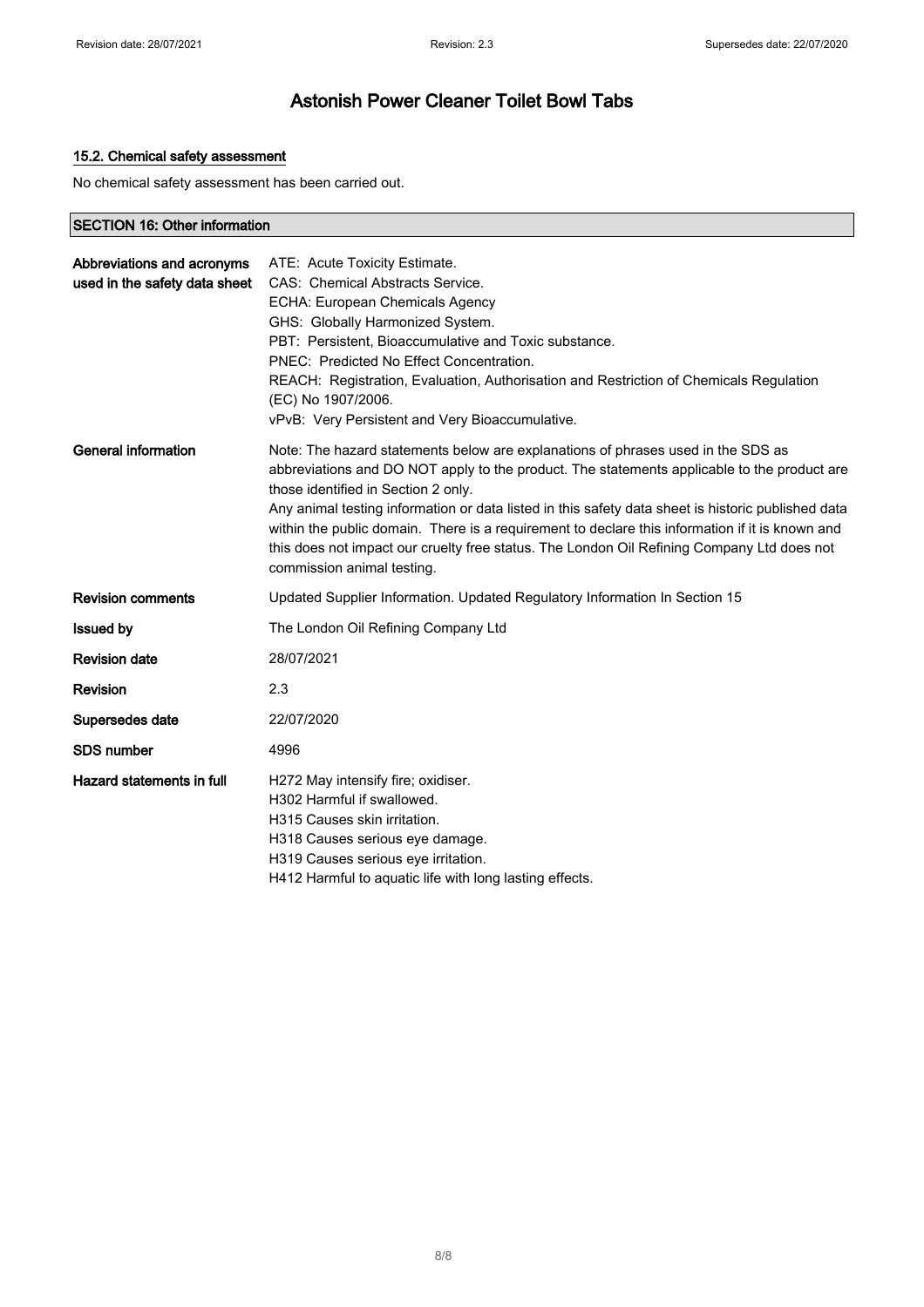#### 15.2. Chemical safety assessment

No chemical safety assessment has been carried out.

### SECTION 16: Other information

| | |
|---|---|
| **Abbreviations and acronyms used in the safety data sheet** | ATE: Acute Toxicity Estimate.<br>CAS: Chemical Abstracts Service.<br>ECHA: European Chemicals Agency<br>GHS: Globally Harmonized System.<br>PBT: Persistent, Bioaccumulative and Toxic substance.<br>PNEC: Predicted No Effect Concentration.<br>REACH: Registration, Evaluation, Authorisation and Restriction of Chemicals Regulation (EC) No 1907/2006.<br>vPvB: Very Persistent and Very Bioaccumulative. |
| **General information** | Note: The hazard statements below are explanations of phrases used in the SDS as abbreviations and DO NOT apply to the product. The statements applicable to the product are those identified in Section 2 only.<br>Any animal testing information or data listed in this safety data sheet is historic published data within the public domain. There is a requirement to declare this information if it is known and this does not impact our cruelty free status. The London Oil Refining Company Ltd does not commission animal testing. |
| **Revision comments** | Updated Supplier Information. Updated Regulatory Information In Section 15 |
| **Issued by** | The London Oil Refining Company Ltd |
| **Revision date** | 28/07/2021 |
| **Revision** | 2.3 |
| **Supersedes date** | 22/07/2020 |
| **SDS number** | 4996 |
| **Hazard statements in full** | H272 May intensify fire; oxidiser.<br>H302 Harmful if swallowed.<br>H315 Causes skin irritation.<br>H318 Causes serious eye damage.<br>H319 Causes serious eye irritation.<br>H412 Harmful to aquatic life with long lasting effects. |